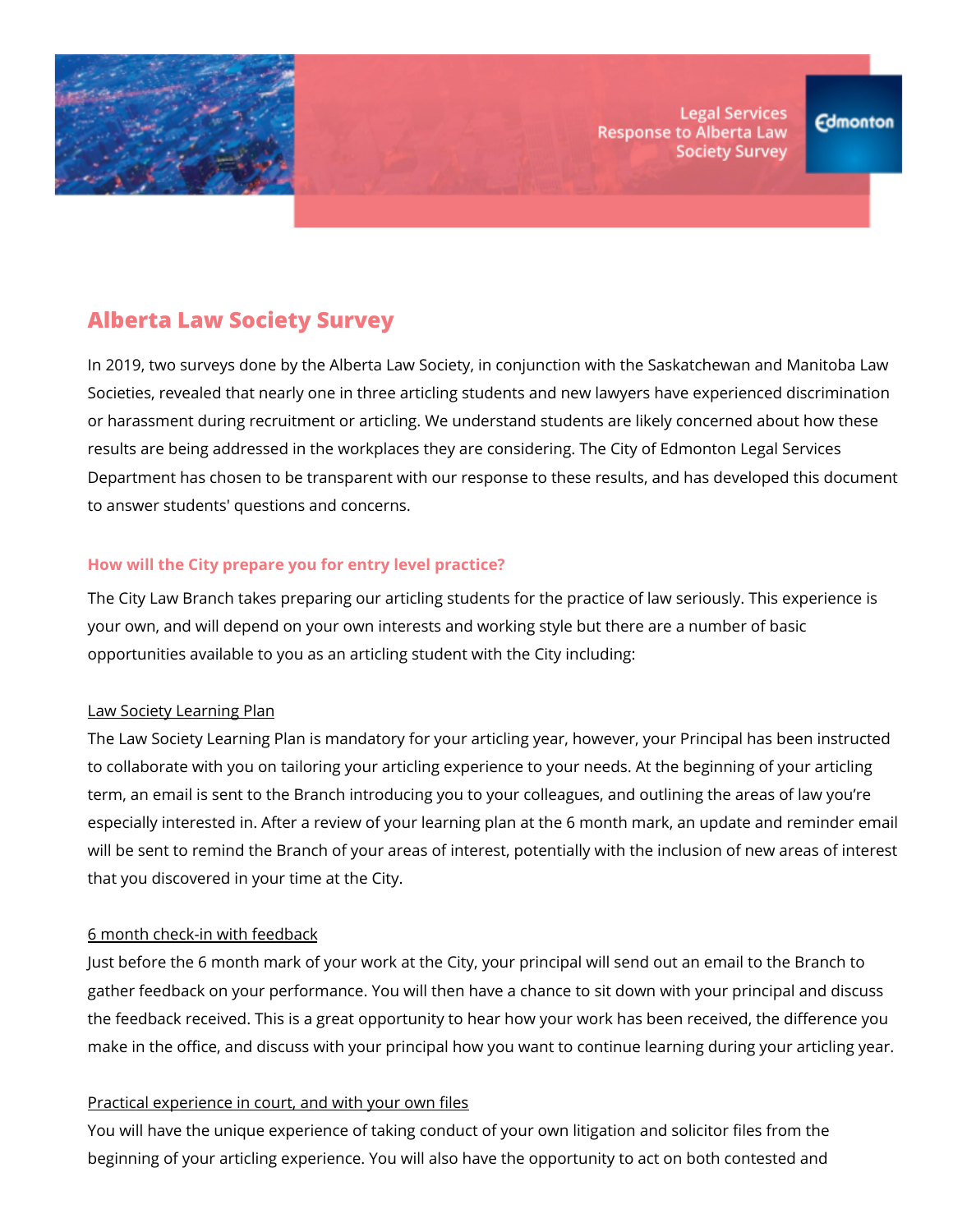Legal Services Response to Alberta Law Society Survey

Edmonton

## Alberta Law Society Survey

In 2019, two surveys done by the Alberta Law Society, in conjunction with the Saskatchewan and Manitoba Law Societies, revealed that nearly one in three articling students and new lawyers have experienced discrimination or harassment during recruitment or articling. We understand students are likely concerned about how these results are being addressed in the workplaces they are considering. The City of Edmonton Legal Services Department has chosen to be transparent with our response to these results, and has developed this document to answer students' questions and concerns.

### How will the City prepare you for entry level practice?

The City Law Branch takes preparing our articling students for the practice of law seriously. This experience is your own, and will depend on your own interests and working style but there are a number of basic opportunities available to you as an articling student with the City including:

Law Society Learning Plan

The Law Society Learning Plan is mandatory for your articling year, however, your Principal has been instructed to collaborate with you on tailoring your articling experience to your needs. At the beginning of your articling term, an email is sent to the Branch introducing you to your colleagues, and outlining the areas of law you're especially interested in. After a review of your learning plan at the 6 month mark, an update and reminder email will be sent to remind the Branch of your areas of interest, potentially with the inclusion of new areas of interest that you discovered in your time at the City.

6 month check-in with feedback

Just before the 6 month mark of your work at the City, your principal will send out an email to the Branch to gather feedback on your performance. You will then have a chance to sit down with your principal and discuss the feedback received. This is a great opportunity to hear how your work has been received, the difference you make in the office, and discuss with your principal how you want to continue learning during your articling year.

Practical experience in court, and with your own files

You will have the unique experience of taking conduct of your own litigation and solicitor files from the beginning of your articling experience. You will also have the opportunity to act on both contested and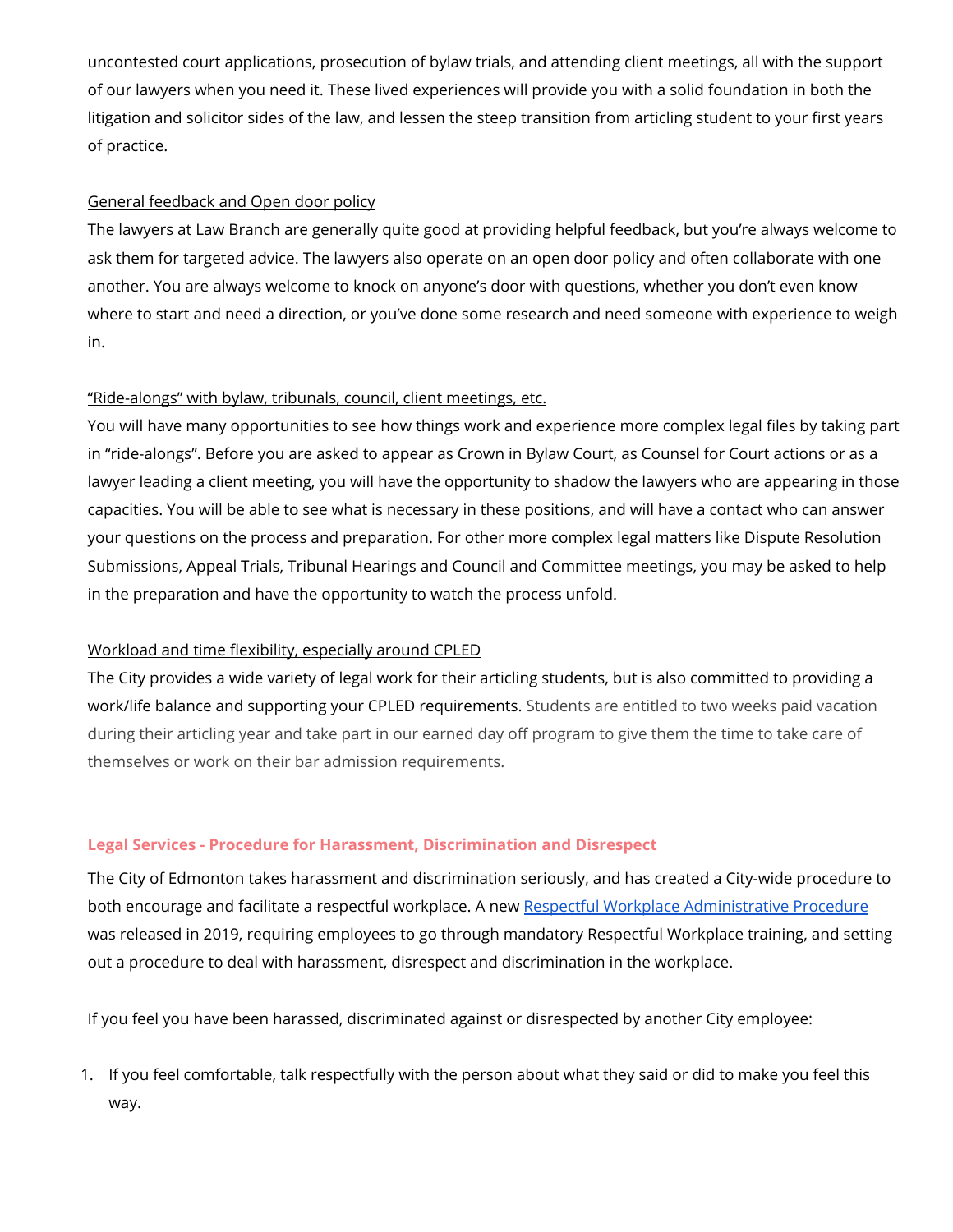uncontested court applications, prosecution of bylaw trials, and attending client meetings, all with the support of our lawyers when you need it. These lived experiences will provide you with a solid foundation in both the litigation and solicitor sides of the law, and lessen the steep transition from articling student to your first years of practice.

General feedback and Open door policy

The lawyers at Law Branch are generally quite good at providing helpful feedback, but you're always welcome to ask them for targeted advice. The lawyers also operate on an open door policy and often collaborate with one another. You are always welcome to knock on anyone's door with questions, whether you don't even know where to start and need a direction, or you've done some research and need someone with experience to weigh in.

"Ride-alongs" with bylaw, tribunals, council, client meetings, etc.

You will have many opportunities to see how things work and experience more complex legal files by taking part in "ride-alongs". Before you are asked to appear as Crown in Bylaw Court, as Counsel for Court actions or as a lawyer leading a client meeting, you will have the opportunity to shadow the lawyers who are appearing in those capacities. You will be able to see what is necessary in these positions, and will have a contact who can answer your questions on the process and preparation. For other more complex legal matters like Dispute Resolution Submissions, Appeal Trials, Tribunal Hearings and Council and Committee meetings, you may be asked to help in the preparation and have the opportunity to watch the process unfold.

Workload and time flexibility, especially around CPLED

The City provides a wide variety of legal work for their articling students, but is also committed to providing a work/life balance and supporting your CPLED requirements. Students are entitled to two weeks paid vacation during their articling year and take part in our earned day off program to give them the time to take care of themselves or work on their bar admission requirements.

## Legal Services - Procedure for Harassment, Discrimination and Disrespect

The City of Edmonton takes harassment and discrimination seriously, and has created a City-wide procedure to both encourage and facilitate a respectful workplace. A new Respectful Workplace Administrative Procedure was released in 2019, requiring employees to go through mandatory Respectful Workplace training, and setting out a procedure to deal with harassment, disrespect and discrimination in the workplace.

If you feel you have been harassed, discriminated against or disrespected by another City employee:

1. If you feel comfortable, talk respectfully with the person about what they said or did to make you feel this way.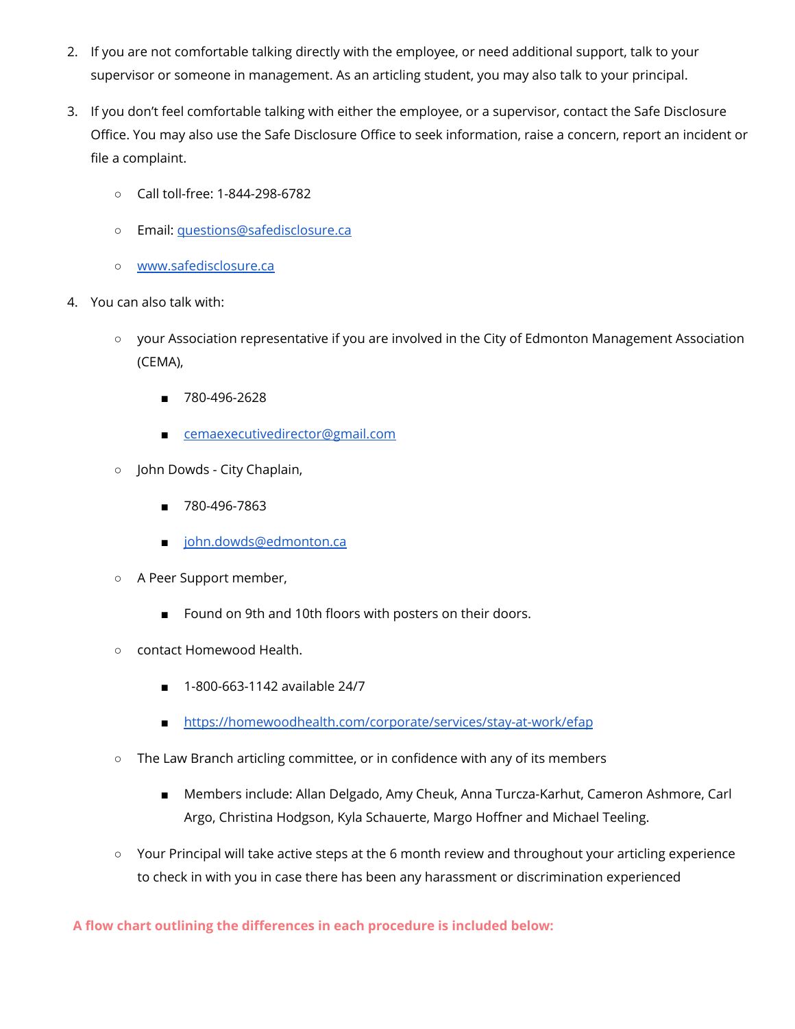2. If you are not comfortable talking directly with the employee, or need additional support, talk to your supervisor or someone in management. As an articling student, you may also talk to your principal.

3. If you don't feel comfortable talking with either the employee, or a supervisor, contact the Safe Disclosure Office. You may also use the Safe Disclosure Office to seek information, raise a concern, report an incident or file a complaint.

    - Call toll-free: 1-844-298-6782
    - Email: [questions@safedisclosure.ca](mailto:questions@safedisclosure.ca)
    - [www.safedisclosure.ca](http://www.safedisclosure.ca)

4. You can also talk with:

    - your Association representative if you are involved in the City of Edmonton Management Association (CEMA),
        - 780-496-2628
        - [cemaexecutivedirector@gmail.com](mailto:cemaexecutivedirector@gmail.com)
    - John Dowds - City Chaplain,
        - 780-496-7863
        - [john.dowds@edmonton.ca](mailto:john.dowds@edmonton.ca)
    - A Peer Support member,
        - Found on 9th and 10th floors with posters on their doors.
    - contact Homewood Health.
        - 1-800-663-1142 available 24/7
        - [https://homewoodhealth.com/corporate/services/stay-at-work/efap](https://homewoodhealth.com/corporate/services/stay-at-work/efap)
    - The Law Branch articling committee, or in confidence with any of its members
        - Members include: Allan Delgado, Amy Cheuk, Anna Turcza-Karhut, Cameron Ashmore, Carl Argo, Christina Hodgson, Kyla Schauerte, Margo Hoffner and Michael Teeling.
    - Your Principal will take active steps at the 6 month review and throughout your articling experience to check in with you in case there has been any harassment or discrimination experienced

**A flow chart outlining the differences in each procedure is included below:**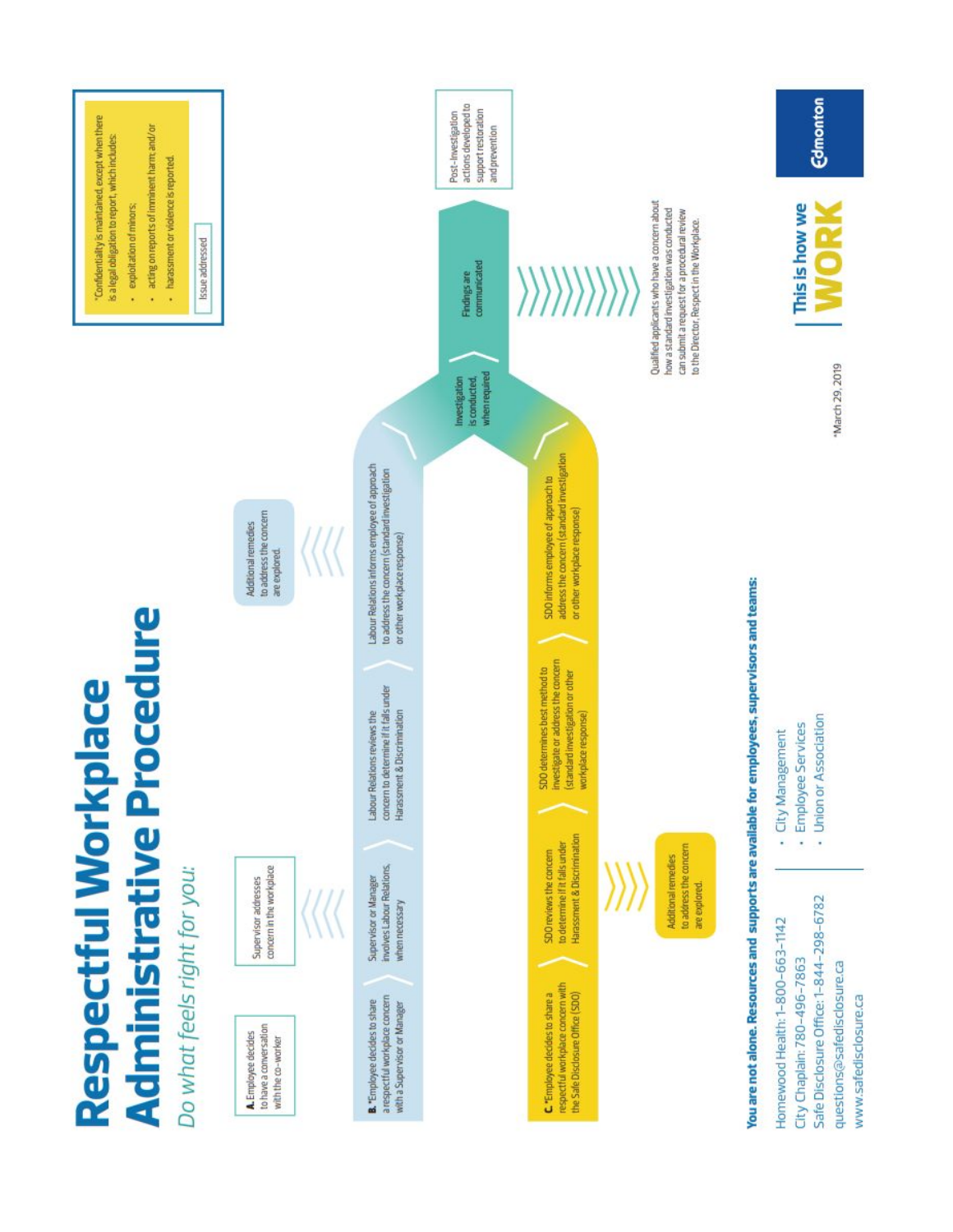# Respectful Workplace Administrative Procedure

*Do what feels right for you:*

**A.** Employee decides to have a conversation with the co-worker

Supervisor addresses concern in the workplace

**B.** *Employee decides to share a respectful workplace concern with a Supervisor or Manager

Supervisor or Manager involves Labour Relations, when necessary

Labour Relations reviews the concern to determine if it falls under Harassment & Discrimination

Labour Relations informs employee of approach to address the concern (standard investigation or other workplace response)

Additional remedies to address the concern are explored.

**C.** *Employee decides to share a respectful workplace concern with the Safe Disclosure Office (SDO)

SDO reviews the concern to determine if it falls under Harassment & Discrimination

Additional remedies to address the concern are explored.

SDO determines best method to investigate or address the concern (standard investigation or other workplace response)

SDO informs employee of approach to address the concern (standard investigation or other workplace response)

Investigation is conducted, when required

Findings are communicated

Qualified applicants who have a concern about how a standard investigation was conducted can submit a request for a procedural review to the Director, Respect in the Workplace.

Post-Investigation actions developed to support restoration and prevention

*Confidentiality is maintained, except when there is a legal obligation to report, which includes:

- exploitation of minors;
- acting on reports of imminent harm; and/or
- harassment or violence is reported.

Issue addressed

**You are not alone. Resources and supports are available for employees, supervisors and teams:**

Homewood Health: 1-800-663-1142
City Chaplain: 780-496-7863
Safe Disclosure Office: 1-844-298-6782
questions@safedisclosure.ca
www.safedisclosure.ca

- City Management
- Employee Services
- Union or Association

*March 29, 2019

This is how we WORK

Edmonton